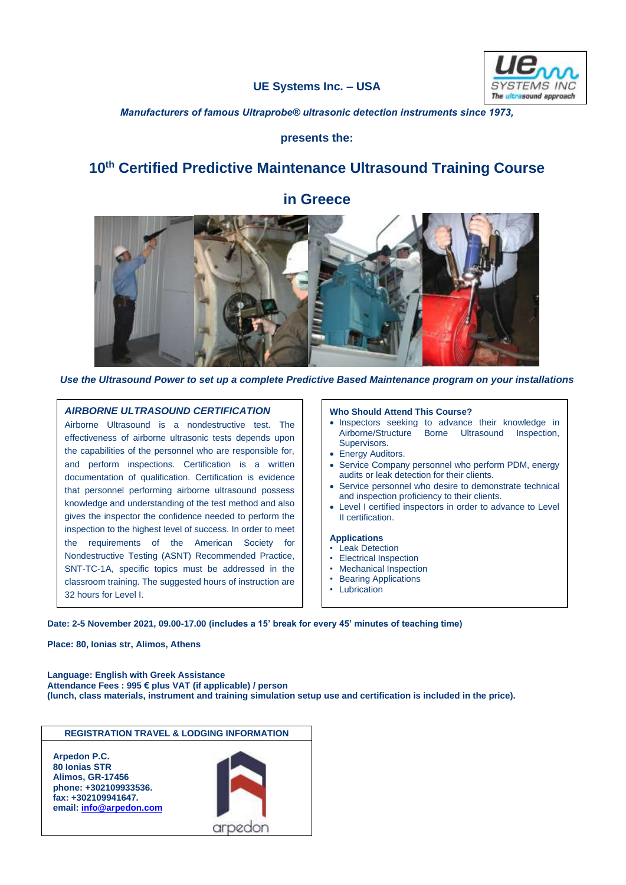**UE Systems Inc. – USA**

*Manufacturers of famous Ultraprobe® ultrasonic detection instruments since 1973,*

**presents the:**

# 10th Certified Predictive Maintenance Ultrasound Training Course in Greece

*Use the Ultrasound Power to set up a complete Predictive Based Maintenance program on your installations*

### *AIRBORNE ULTRASOUND CERTIFICATION*

Airborne Ultrasound is a nondestructive test. The effectiveness of airborne ultrasonic tests depends upon the capabilities of the personnel who are responsible for, and perform inspections. Certification is a written documentation of qualification. Certification is evidence that personnel performing airborne ultrasound possess knowledge and understanding of the test method and also gives the inspector the confidence needed to perform the inspection to the highest level of success. In order to meet the requirements of the American Society for Nondestructive Testing (ASNT) Recommended Practice, SNT-TC-1A, specific topics must be addressed in the classroom training. The suggested hours of instruction are 32 hours for Level I.

**Who Should Attend This Course?**

- Inspectors seeking to advance their knowledge in Airborne/Structure Borne Ultrasound Inspection, Supervisors.
- Energy Auditors.
- Service Company personnel who perform PDM, energy audits or leak detection for their clients.
- Service personnel who desire to demonstrate technical and inspection proficiency to their clients.
- Level I certified inspectors in order to advance to Level II certification.

**Applications**

- Leak Detection
- Electrical Inspection
- Mechanical Inspection
- Bearing Applications
- Lubrication

**Date: 2-5 November 2021, 09.00-17.00 (includes a 15' break for every 45' minutes of teaching time)**

**Place: 80, Ionias str, Alimos, Athens**

**Language: English with Greek Assistance**
**Attendance Fees : 995 € plus VAT (if applicable) / person**
**(lunch, class materials, instrument and training simulation setup use and certification is included in the price).**

**REGISTRATION TRAVEL & LODGING INFORMATION**

**Arpedon P.C.**
**80 Ionias STR**
**Alimos, GR-17456**
**phone: +302109933536.**
**fax: +302109941647.**
**email: info@arpedon.com**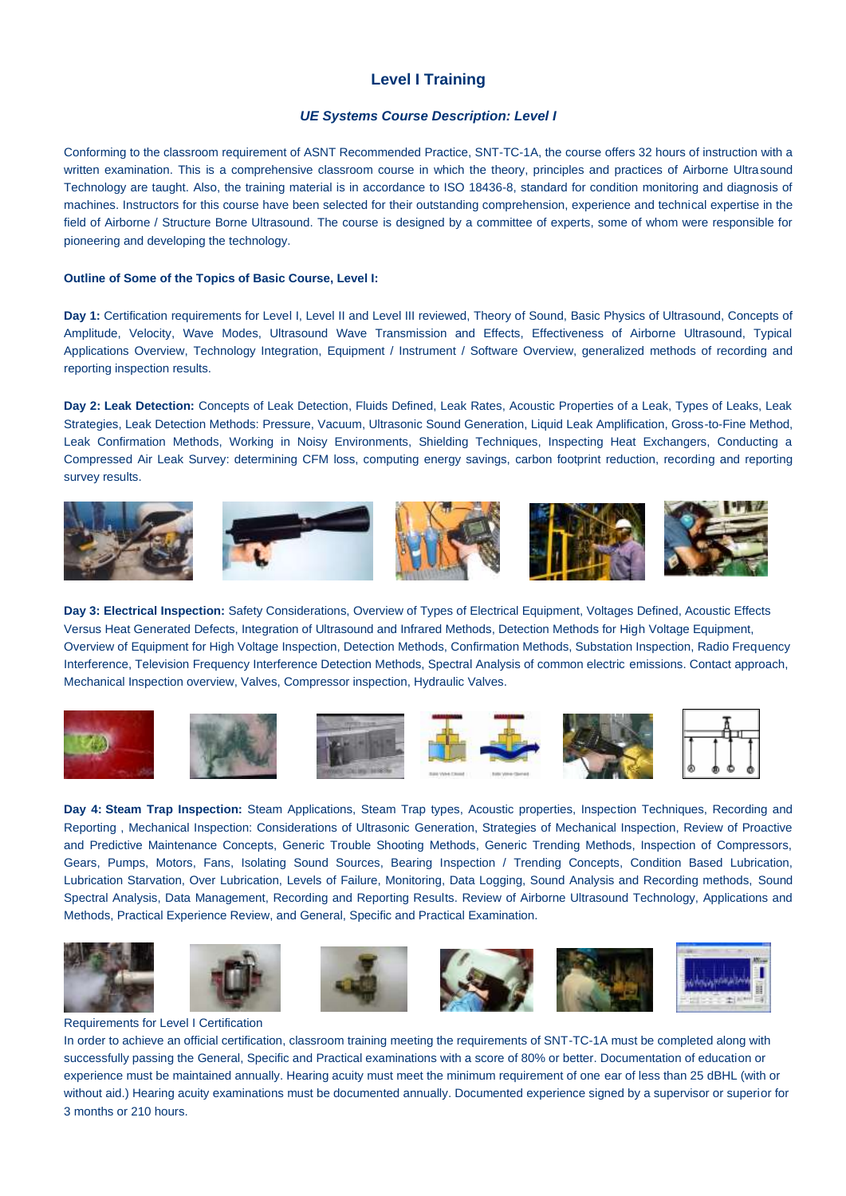# Level I Training

### *UE Systems Course Description: Level I*

Conforming to the classroom requirement of ASNT Recommended Practice, SNT-TC-1A, the course offers 32 hours of instruction with a written examination. This is a comprehensive classroom course in which the theory, principles and practices of Airborne Ultrasound Technology are taught. Also, the training material is in accordance to ISO 18436-8, standard for condition monitoring and diagnosis of machines. Instructors for this course have been selected for their outstanding comprehension, experience and technical expertise in the field of Airborne / Structure Borne Ultrasound. The course is designed by a committee of experts, some of whom were responsible for pioneering and developing the technology.

**Outline of Some of the Topics of Basic Course, Level I:**

**Day 1:** Certification requirements for Level I, Level II and Level III reviewed, Theory of Sound, Basic Physics of Ultrasound, Concepts of Amplitude, Velocity, Wave Modes, Ultrasound Wave Transmission and Effects, Effectiveness of Airborne Ultrasound, Typical Applications Overview, Technology Integration, Equipment / Instrument / Software Overview, generalized methods of recording and reporting inspection results.

**Day 2: Leak Detection:** Concepts of Leak Detection, Fluids Defined, Leak Rates, Acoustic Properties of a Leak, Types of Leaks, Leak Strategies, Leak Detection Methods: Pressure, Vacuum, Ultrasonic Sound Generation, Liquid Leak Amplification, Gross-to-Fine Method, Leak Confirmation Methods, Working in Noisy Environments, Shielding Techniques, Inspecting Heat Exchangers, Conducting a Compressed Air Leak Survey: determining CFM loss, computing energy savings, carbon footprint reduction, recording and reporting survey results.

**Day 3: Electrical Inspection:** Safety Considerations, Overview of Types of Electrical Equipment, Voltages Defined, Acoustic Effects Versus Heat Generated Defects, Integration of Ultrasound and Infrared Methods, Detection Methods for High Voltage Equipment, Overview of Equipment for High Voltage Inspection, Detection Methods, Confirmation Methods, Substation Inspection, Radio Frequency Interference, Television Frequency Interference Detection Methods, Spectral Analysis of common electric emissions. Contact approach, Mechanical Inspection overview, Valves, Compressor inspection, Hydraulic Valves.

**Day 4: Steam Trap Inspection:** Steam Applications, Steam Trap types, Acoustic properties, Inspection Techniques, Recording and Reporting , Mechanical Inspection: Considerations of Ultrasonic Generation, Strategies of Mechanical Inspection, Review of Proactive and Predictive Maintenance Concepts, Generic Trouble Shooting Methods, Generic Trending Methods, Inspection of Compressors, Gears, Pumps, Motors, Fans, Isolating Sound Sources, Bearing Inspection / Trending Concepts, Condition Based Lubrication, Lubrication Starvation, Over Lubrication, Levels of Failure, Monitoring, Data Logging, Sound Analysis and Recording methods, Sound Spectral Analysis, Data Management, Recording and Reporting Results. Review of Airborne Ultrasound Technology, Applications and Methods, Practical Experience Review, and General, Specific and Practical Examination.

Requirements for Level I Certification

In order to achieve an official certification, classroom training meeting the requirements of SNT-TC-1A must be completed along with successfully passing the General, Specific and Practical examinations with a score of 80% or better. Documentation of education or experience must be maintained annually. Hearing acuity must meet the minimum requirement of one ear of less than 25 dBHL (with or without aid.) Hearing acuity examinations must be documented annually. Documented experience signed by a supervisor or superior for 3 months or 210 hours.